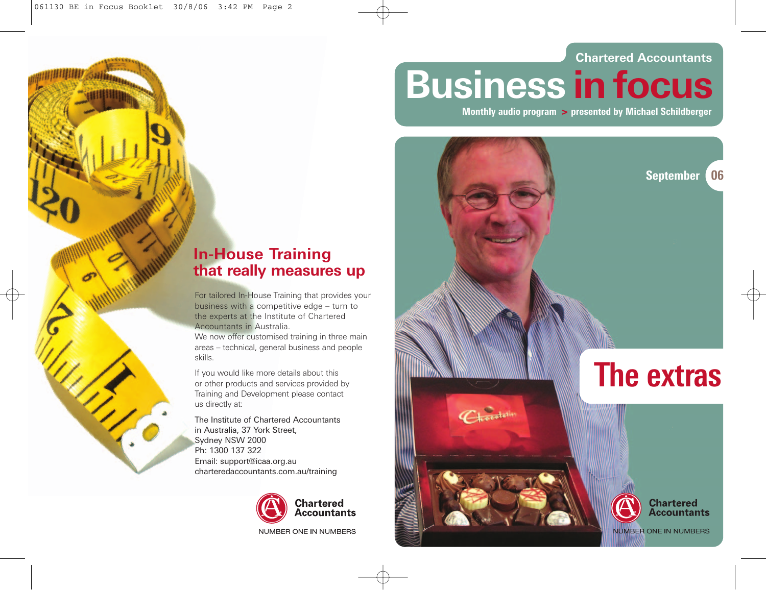## In-House Training that really measures up

For tailored In-House Training that provides your business with a competitive edge – turn to the experts at the Institute of Chartered Accountants in Australia.
We now offer customised training in three main areas – technical, general business and people skills.

If you would like more details about this or other products and services provided by Training and Development please contact us directly at:

The Institute of Chartered Accountants in Australia, 37 York Street,
Sydney NSW 2000
Ph: 1300 137 322
Email: support@icaa.org.au
charteredaccountants.com.au/training

Chartered Accountants
NUMBER ONE IN NUMBERS

Chartered Accountants

# Business in focus

Monthly audio program > presented by Michael Schildberger

September 06

# The extras

Chartered Accountants
NUMBER ONE IN NUMBERS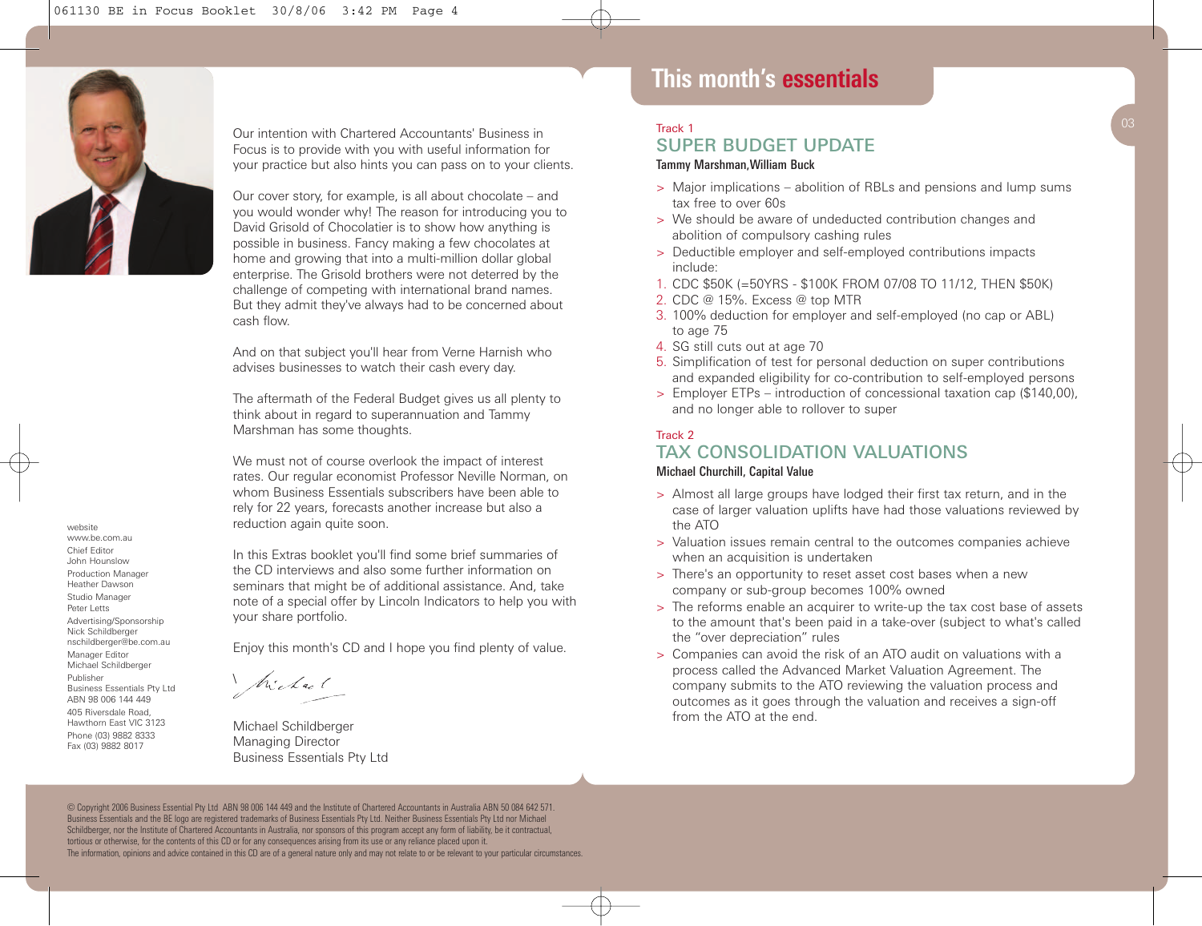Our intention with Chartered Accountants' Business in Focus is to provide with you with useful information for your practice but also hints you can pass on to your clients.

Our cover story, for example, is all about chocolate – and you would wonder why! The reason for introducing you to David Grisold of Chocolatier is to show how anything is possible in business. Fancy making a few chocolates at home and growing that into a multi-million dollar global enterprise. The Grisold brothers were not deterred by the challenge of competing with international brand names. But they admit they've always had to be concerned about cash flow.

And on that subject you'll hear from Verne Harnish who advises businesses to watch their cash every day.

The aftermath of the Federal Budget gives us all plenty to think about in regard to superannuation and Tammy Marshman has some thoughts.

We must not of course overlook the impact of interest rates. Our regular economist Professor Neville Norman, on whom Business Essentials subscribers have been able to rely for 22 years, forecasts another increase but also a reduction again quite soon.

In this Extras booklet you'll find some brief summaries of the CD interviews and also some further information on seminars that might be of additional assistance. And, take note of a special offer by Lincoln Indicators to help you with your share portfolio.

Enjoy this month's CD and I hope you find plenty of value.

Michael Schildberger
Managing Director
Business Essentials Pty Ltd

website
www.be.com.au
Chief Editor
John Hounslow
Production Manager
Heather Dawson
Studio Manager
Peter Letts
Advertising/Sponsorship
Nick Schildberger
nschildberger@be.com.au
Manager Editor
Michael Schildberger
Publisher
Business Essentials Pty Ltd
ABN 98 006 144 449
405 Riversdale Road,
Hawthorn East VIC 3123
Phone (03) 9882 8333
Fax (03) 9882 8017

# This month's essentials

Track 1

## SUPER BUDGET UPDATE

**Tammy Marshman, William Buck**

> Major implications – abolition of RBLs and pensions and lump sums tax free to over 60s

> We should be aware of undeducted contribution changes and abolition of compulsory cashing rules

> Deductible employer and self-employed contributions impacts include:

1. CDC $50K (=50YRS - $100K FROM 07/08 TO 11/12, THEN $50K)
2. CDC @ 15%. Excess @ top MTR
3. 100% deduction for employer and self-employed (no cap or ABL) to age 75
4. SG still cuts out at age 70
5. Simplification of test for personal deduction on super contributions and expanded eligibility for co-contribution to self-employed persons

> Employer ETPs – introduction of concessional taxation cap ($140,00), and no longer able to rollover to super

Track 2

## TAX CONSOLIDATION VALUATIONS

**Michael Churchill, Capital Value**

> Almost all large groups have lodged their first tax return, and in the case of larger valuation uplifts have had those valuations reviewed by the ATO

> Valuation issues remain central to the outcomes companies achieve when an acquisition is undertaken

> There's an opportunity to reset asset cost bases when a new company or sub-group becomes 100% owned

> The reforms enable an acquirer to write-up the tax cost base of assets to the amount that's been paid in a take-over (subject to what's called the "over depreciation" rules

> Companies can avoid the risk of an ATO audit on valuations with a process called the Advanced Market Valuation Agreement. The company submits to the ATO reviewing the valuation process and outcomes as it goes through the valuation and receives a sign-off from the ATO at the end.

© Copyright 2006 Business Essential Pty Ltd ABN 98 006 144 449 and the Institute of Chartered Accountants in Australia ABN 50 084 642 571. Business Essentials and the BE logo are registered trademarks of Business Essentials Pty Ltd. Neither Business Essentials Pty Ltd nor Michael Schildberger, nor the Institute of Chartered Accountants in Australia, nor sponsors of this program accept any form of liability, be it contractual, tortious or otherwise, for the contents of this CD or for any consequences arising from its use or any reliance placed upon it.
The information, opinions and advice contained in this CD are of a general nature only and may not relate to or be relevant to your particular circumstances.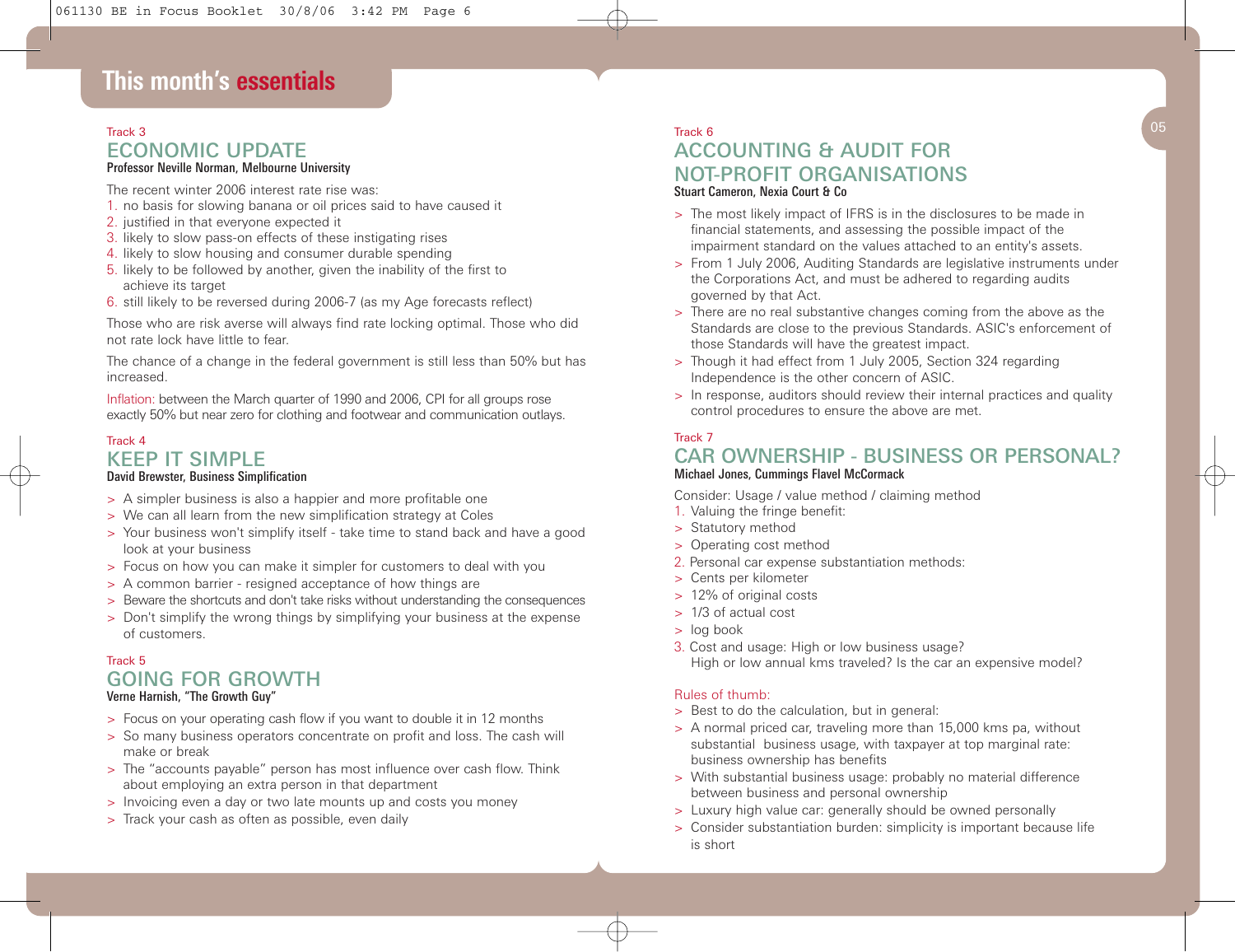# This month's essentials

Track 3

## ECONOMIC UPDATE

**Professor Neville Norman, Melbourne University**

The recent winter 2006 interest rate rise was:

1. no basis for slowing banana or oil prices said to have caused it
2. justified in that everyone expected it
3. likely to slow pass-on effects of these instigating rises
4. likely to slow housing and consumer durable spending
5. likely to be followed by another, given the inability of the first to achieve its target
6. still likely to be reversed during 2006-7 (as my Age forecasts reflect)

Those who are risk averse will always find rate locking optimal. Those who did not rate lock have little to fear.

The chance of a change in the federal government is still less than 50% but has increased.

Inflation: between the March quarter of 1990 and 2006, CPI for all groups rose exactly 50% but near zero for clothing and footwear and communication outlays.

Track 4

## KEEP IT SIMPLE

**David Brewster, Business Simplification**

- A simpler business is also a happier and more profitable one
- We can all learn from the new simplification strategy at Coles
- Your business won't simplify itself - take time to stand back and have a good look at your business
- Focus on how you can make it simpler for customers to deal with you
- A common barrier - resigned acceptance of how things are
- Beware the shortcuts and don't take risks without understanding the consequences
- Don't simplify the wrong things by simplifying your business at the expense of customers.

Track 5

## GOING FOR GROWTH

**Verne Harnish, "The Growth Guy"**

- Focus on your operating cash flow if you want to double it in 12 months
- So many business operators concentrate on profit and loss. The cash will make or break
- The "accounts payable" person has most influence over cash flow. Think about employing an extra person in that department
- Invoicing even a day or two late mounts up and costs you money
- Track your cash as often as possible, even daily

Track 6

## ACCOUNTING & AUDIT FOR NOT-PROFIT ORGANISATIONS

**Stuart Cameron, Nexia Court & Co**

- The most likely impact of IFRS is in the disclosures to be made in financial statements, and assessing the possible impact of the impairment standard on the values attached to an entity's assets.
- From 1 July 2006, Auditing Standards are legislative instruments under the Corporations Act, and must be adhered to regarding audits governed by that Act.
- There are no real substantive changes coming from the above as the Standards are close to the previous Standards. ASIC's enforcement of those Standards will have the greatest impact.
- Though it had effect from 1 July 2005, Section 324 regarding Independence is the other concern of ASIC.
- In response, auditors should review their internal practices and quality control procedures to ensure the above are met.

Track 7

## CAR OWNERSHIP - BUSINESS OR PERSONAL?

**Michael Jones, Cummings Flavel McCormack**

Consider: Usage / value method / claiming method

1. Valuing the fringe benefit:
   - Statutory method
   - Operating cost method
2. Personal car expense substantiation methods:
   - Cents per kilometer
   - 12% of original costs
   - 1/3 of actual cost
   - log book
3. Cost and usage: High or low business usage?
   High or low annual kms traveled? Is the car an expensive model?

Rules of thumb:

- Best to do the calculation, but in general:
- A normal priced car, traveling more than 15,000 kms pa, without substantial business usage, with taxpayer at top marginal rate: business ownership has benefits
- With substantial business usage: probably no material difference between business and personal ownership
- Luxury high value car: generally should be owned personally
- Consider substantiation burden: simplicity is important because life is short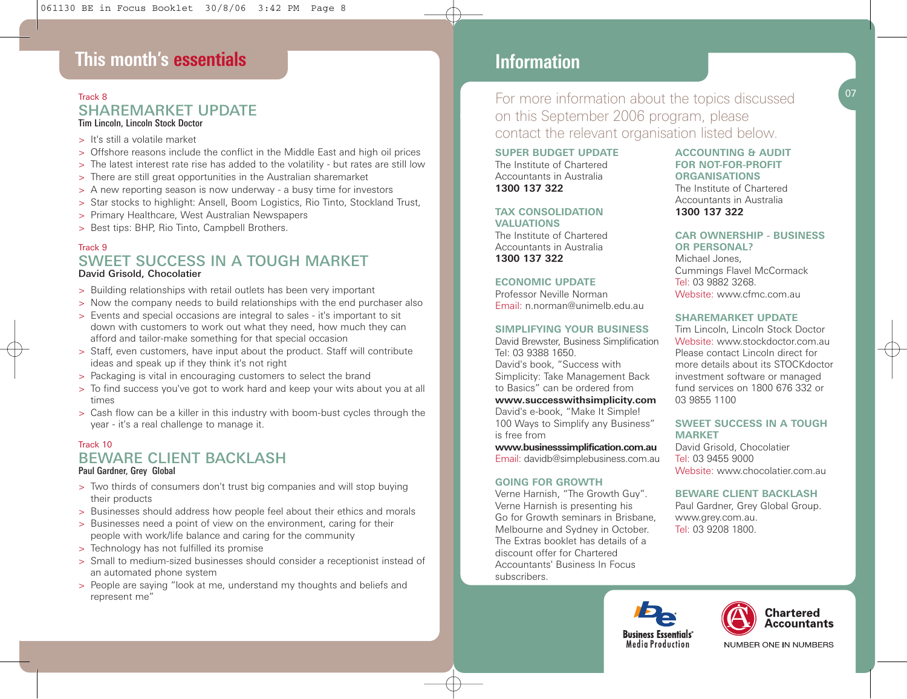## This month's essentials

Track 8

### SHAREMARKET UPDATE

Tim Lincoln, Lincoln Stock Doctor

- It's still a volatile market
- Offshore reasons include the conflict in the Middle East and high oil prices
- The latest interest rate rise has added to the volatility - but rates are still low
- There are still great opportunities in the Australian sharemarket
- A new reporting season is now underway - a busy time for investors
- Star stocks to highlight: Ansell, Boom Logistics, Rio Tinto, Stockland Trust,
- Primary Healthcare, West Australian Newspapers
- Best tips: BHP, Rio Tinto, Campbell Brothers.

Track 9

### SWEET SUCCESS IN A TOUGH MARKET

David Grisold, Chocolatier

- Building relationships with retail outlets has been very important
- Now the company needs to build relationships with the end purchaser also
- Events and special occasions are integral to sales - it's important to sit down with customers to work out what they need, how much they can afford and tailor-make something for that special occasion
- Staff, even customers, have input about the product. Staff will contribute ideas and speak up if they think it's not right
- Packaging is vital in encouraging customers to select the brand
- To find success you've got to work hard and keep your wits about you at all times
- Cash flow can be a killer in this industry with boom-bust cycles through the year - it's a real challenge to manage it.

Track 10

### BEWARE CLIENT BACKLASH

Paul Gardner, Grey Global

- Two thirds of consumers don't trust big companies and will stop buying their products
- Businesses should address how people feel about their ethics and morals
- Businesses need a point of view on the environment, caring for their people with work/life balance and caring for the community
- Technology has not fulfilled its promise
- Small to medium-sized businesses should consider a receptionist instead of an automated phone system
- People are saying "look at me, understand my thoughts and beliefs and represent me"

## Information

For more information about the topics discussed on this September 2006 program, please contact the relevant organisation listed below.

**SUPER BUDGET UPDATE**
The Institute of Chartered Accountants in Australia
**1300 137 322**

**TAX CONSOLIDATION VALUATIONS**
The Institute of Chartered Accountants in Australia
**1300 137 322**

**ECONOMIC UPDATE**
Professor Neville Norman
Email: n.norman@unimelb.edu.au

**SIMPLIFYING YOUR BUSINESS**
David Brewster, Business Simplification
Tel: 03 9388 1650.
David's book, "Success with Simplicity: Take Management Back to Basics" can be ordered from **www.successwithsimplicity.com**
David's e-book, "Make It Simple! 100 Ways to Simplify any Business" is free from **www.businesssimplification.com.au**
Email: davidb@simplebusiness.com.au

**GOING FOR GROWTH**
Verne Harnish, "The Growth Guy". Verne Harnish is presenting his Go for Growth seminars in Brisbane, Melbourne and Sydney in October. The Extras booklet has details of a discount offer for Chartered Accountants' Business In Focus subscribers.

**ACCOUNTING & AUDIT FOR NOT-FOR-PROFIT ORGANISATIONS**
The Institute of Chartered Accountants in Australia
**1300 137 322**

**CAR OWNERSHIP - BUSINESS OR PERSONAL?**
Michael Jones,
Cummings Flavel McCormack
Tel: 03 9882 3268.
Website: www.cfmc.com.au

**SHAREMARKET UPDATE**
Tim Lincoln, Lincoln Stock Doctor
Website: www.stockdoctor.com.au
Please contact Lincoln direct for more details about its STOCKdoctor investment software or managed fund services on 1800 676 332 or 03 9855 1100

**SWEET SUCCESS IN A TOUGH MARKET**
David Grisold, Chocolatier
Tel: 03 9455 9000
Website: www.chocolatier.com.au

**BEWARE CLIENT BACKLASH**
Paul Gardner, Grey Global Group.
www.grey.com.au.
Tel: 03 9208 1800.

Business Essentials® Media Production

Chartered Accountants
NUMBER ONE IN NUMBERS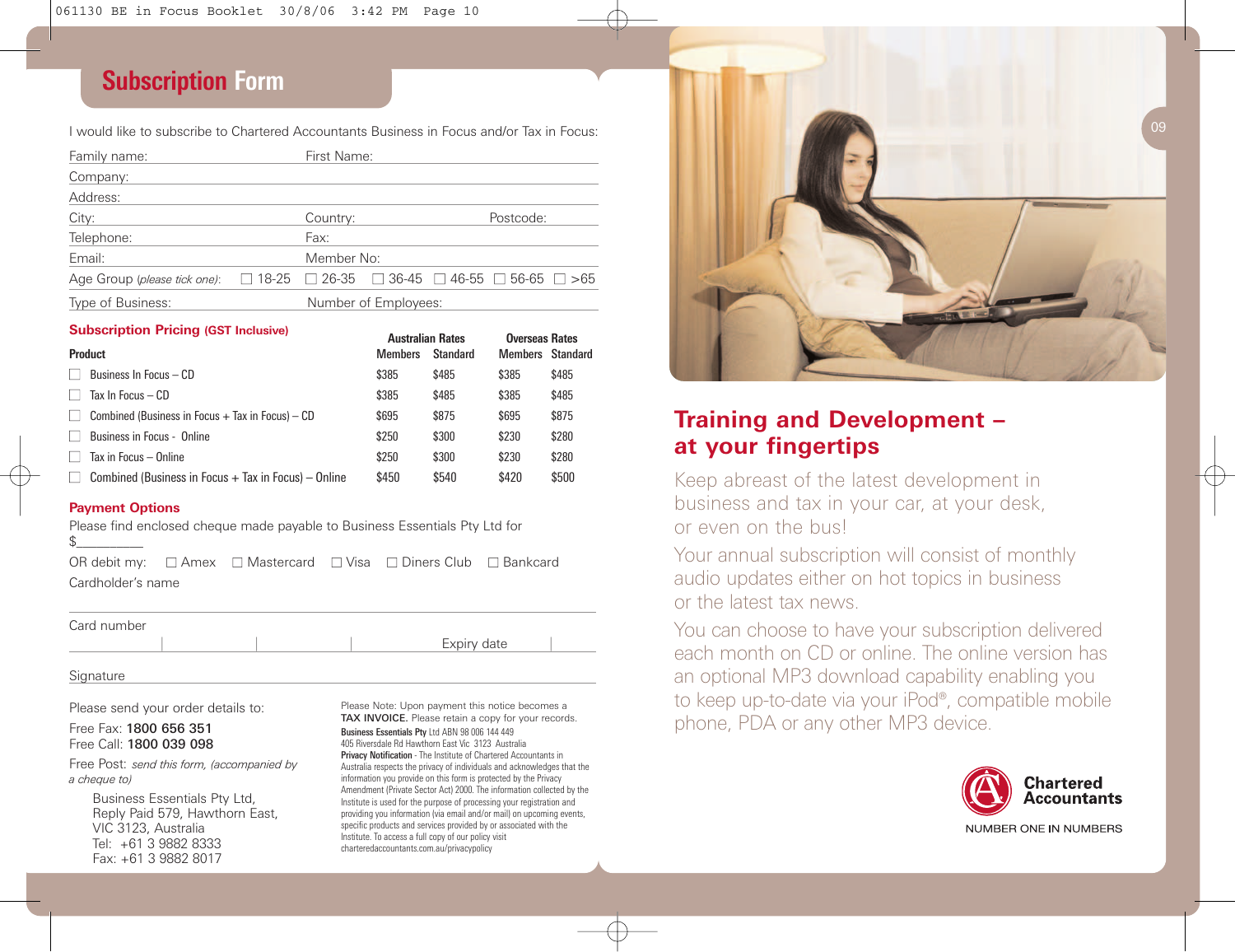# Subscription Form

I would like to subscribe to Chartered Accountants Business in Focus and/or Tax in Focus:

Family name: First Name:

Company:

Address:

City: Country: Postcode:

Telephone: Fax:

Email: Member No:

Age Group (*please tick one*): ☐ 18-25 ☐ 26-35 ☐ 36-45 ☐ 46-55 ☐ 56-65 ☐ >65

Type of Business: Number of Employees:

## Subscription Pricing (GST Inclusive)

| Product | Australian Rates | | Overseas Rates | |
|---|---|---|---|---|
| | Members | Standard | Members | Standard |
| ☐ Business In Focus – CD | $385 | $485 | $385 | $485 |
| ☐ Tax In Focus – CD | $385 | $485 | $385 | $485 |
| ☐ Combined (Business in Focus + Tax in Focus) – CD | $695 | $875 | $695 | $875 |
| ☐ Business in Focus - Online | $250 | $300 | $230 | $280 |
| ☐ Tax in Focus – Online | $250 | $300 | $230 | $280 |
| ☐ Combined (Business in Focus + Tax in Focus) – Online | $450 | $540 | $420 | $500 |

## Payment Options

Please find enclosed cheque made payable to Business Essentials Pty Ltd for $__________

OR debit my: ☐ Amex ☐ Mastercard ☐ Visa ☐ Diners Club ☐ Bankcard

Cardholder's name

Card number

Expiry date

Signature

Please send your order details to:

Free Fax: **1800 656 351**
Free Call: **1800 039 098**

Free Post: *send this form, (accompanied by a cheque to)*

Business Essentials Pty Ltd,
Reply Paid 579, Hawthorn East,
VIC 3123, Australia
Tel: +61 3 9882 8333
Fax: +61 3 9882 8017

Please Note: Upon payment this notice becomes a **TAX INVOICE.** Please retain a copy for your records.

**Business Essentials Pty** Ltd ABN 98 006 144 449
405 Riversdale Rd Hawthorn East Vic 3123 Australia

**Privacy Notification** - The Institute of Chartered Accountants in Australia respects the privacy of individuals and acknowledges that the information you provide on this form is protected by the Privacy Amendment (Private Sector Act) 2000. The information collected by the Institute is used for the purpose of processing your registration and providing you information (via email and/or mail) on upcoming events, specific products and services provided by or associated with the Institute. To access a full copy of our policy visit charteredaccountants.com.au/privacypolicy

## Training and Development – at your fingertips

Keep abreast of the latest development in business and tax in your car, at your desk, or even on the bus!

Your annual subscription will consist of monthly audio updates either on hot topics in business or the latest tax news.

You can choose to have your subscription delivered each month on CD or online. The online version has an optional MP3 download capability enabling you to keep up-to-date via your iPod®, compatible mobile phone, PDA or any other MP3 device.

Chartered Accountants
NUMBER ONE IN NUMBERS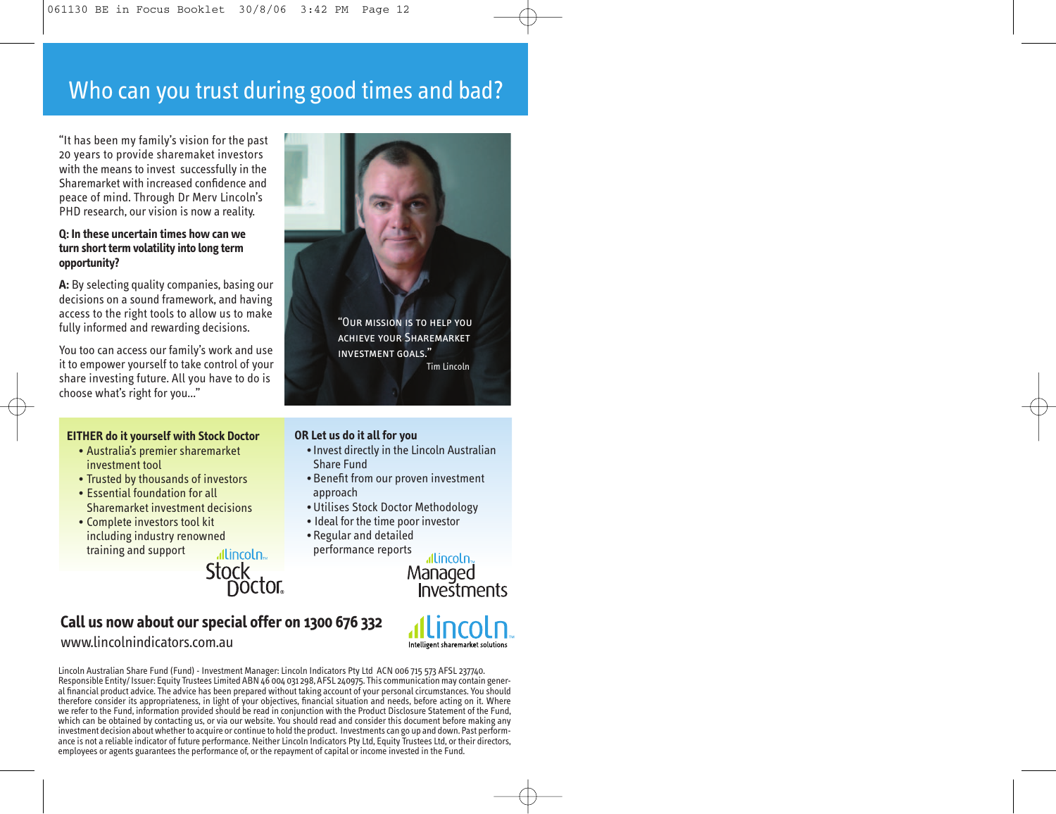# Who can you trust during good times and bad?

"It has been my family's vision for the past 20 years to provide sharemaket investors with the means to invest successfully in the Sharemarket with increased confidence and peace of mind. Through Dr Merv Lincoln's PHD research, our vision is now a reality.

**Q: In these uncertain times how can we turn short term volatility into long term opportunity?**

**A:** By selecting quality companies, basing our decisions on a sound framework, and having access to the right tools to allow us to make fully informed and rewarding decisions.

You too can access our family's work and use it to empower yourself to take control of your share investing future. All you have to do is choose what's right for you..."

"Our mission is to help you achieve your Sharemarket investment goals."

Tim Lincoln

**EITHER do it yourself with Stock Doctor**

- Australia's premier sharemarket investment tool
- Trusted by thousands of investors
- Essential foundation for all Sharemarket investment decisions
- Complete investors tool kit including industry renowned training and support

Lincoln Stock Doctor

**OR Let us do it all for you**

- Invest directly in the Lincoln Australian Share Fund
- Benefit from our proven investment approach
- Utilises Stock Doctor Methodology
- Ideal for the time poor investor
- Regular and detailed performance reports

Lincoln Managed Investments

**Call us now about our special offer on 1300 676 332**

www.lincolnindicators.com.au

Lincoln – Intelligent sharemarket solutions

Lincoln Australian Share Fund (Fund) - Investment Manager: Lincoln Indicators Pty Ltd ACN 006 715 573 AFSL 237740. Responsible Entity/ Issuer: Equity Trustees Limited ABN 46 004 031 298, AFSL 240975. This communication may contain general financial product advice. The advice has been prepared without taking account of your personal circumstances. You should therefore consider its appropriateness, in light of your objectives, financial situation and needs, before acting on it. Where we refer to the Fund, information provided should be read in conjunction with the Product Disclosure Statement of the Fund, which can be obtained by contacting us, or via our website. You should read and consider this document before making any investment decision about whether to acquire or continue to hold the product. Investments can go up and down. Past performance is not a reliable indicator of future performance. Neither Lincoln Indicators Pty Ltd, Equity Trustees Ltd, or their directors, employees or agents guarantees the performance of, or the repayment of capital or income invested in the Fund.